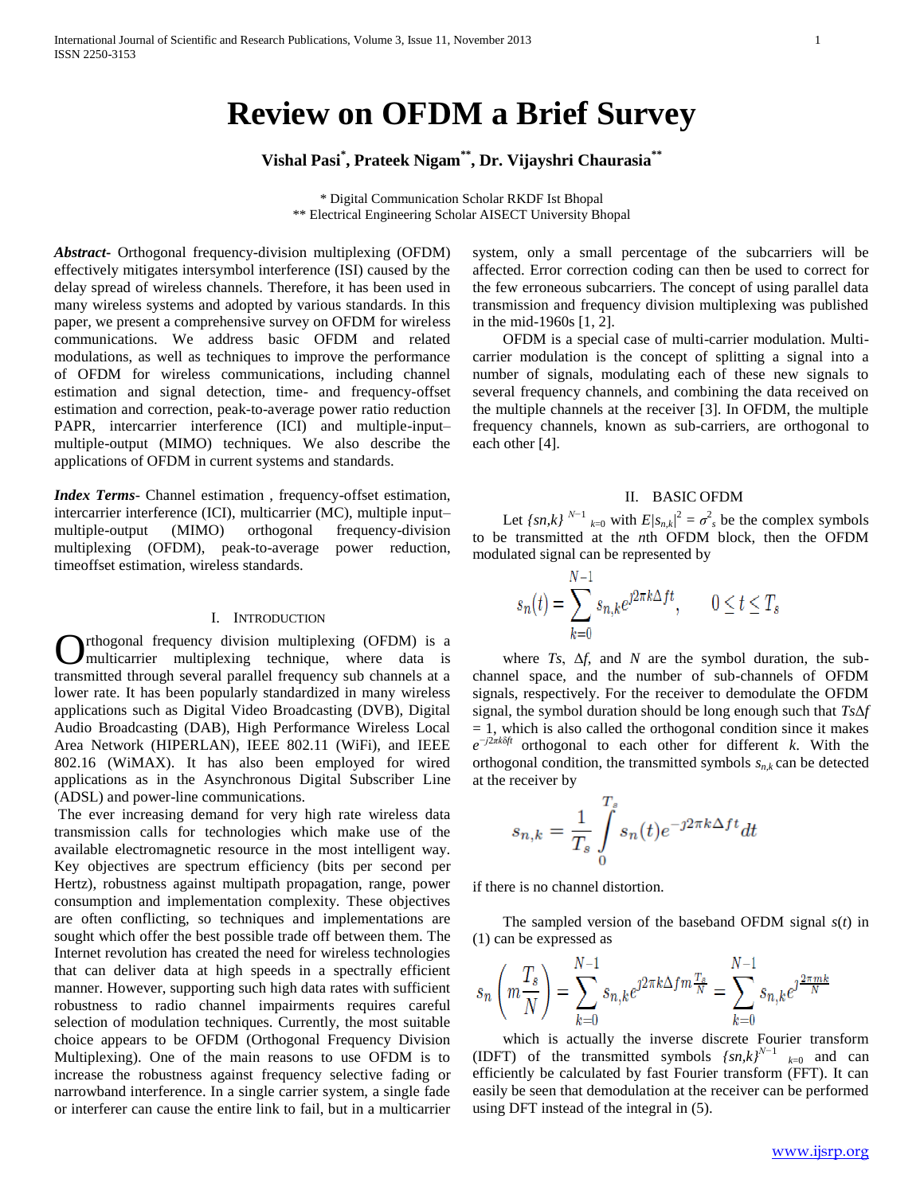# Review on OFDM a Brief Survey

**Vishal Pasi[*], Prateek Nigam[**], Dr. Vijayshri Chaurasia[**]**

[*] Digital Communication Scholar RKDF Ist Bhopal
[**] Electrical Engineering Scholar AISECT University Bhopal

***Abstract***- Orthogonal frequency-division multiplexing (OFDM) effectively mitigates intersymbol interference (ISI) caused by the delay spread of wireless channels. Therefore, it has been used in many wireless systems and adopted by various standards. In this paper, we present a comprehensive survey on OFDM for wireless communications. We address basic OFDM and related modulations, as well as techniques to improve the performance of OFDM for wireless communications, including channel estimation and signal detection, time- and frequency-offset estimation and correction, peak-to-average power ratio reduction PAPR, intercarrier interference (ICI) and multiple-input–multiple-output (MIMO) techniques. We also describe the applications of OFDM in current systems and standards.

***Index Terms***- Channel estimation , frequency-offset estimation, intercarrier interference (ICI), multicarrier (MC), multiple input–multiple-output (MIMO) orthogonal frequency-division multiplexing (OFDM), peak-to-average power reduction, timeoffset estimation, wireless standards.

## I. Introduction

Orthogonal frequency division multiplexing (OFDM) is a multicarrier multiplexing technique, where data is transmitted through several parallel frequency sub channels at a lower rate. It has been popularly standardized in many wireless applications such as Digital Video Broadcasting (DVB), Digital Audio Broadcasting (DAB), High Performance Wireless Local Area Network (HIPERLAN), IEEE 802.11 (WiFi), and IEEE 802.16 (WiMAX). It has also been employed for wired applications as in the Asynchronous Digital Subscriber Line (ADSL) and power-line communications.

The ever increasing demand for very high rate wireless data transmission calls for technologies which make use of the available electromagnetic resource in the most intelligent way. Key objectives are spectrum efficiency (bits per second per Hertz), robustness against multipath propagation, range, power consumption and implementation complexity. These objectives are often conflicting, so techniques and implementations are sought which offer the best possible trade off between them. The Internet revolution has created the need for wireless technologies that can deliver data at high speeds in a spectrally efficient manner. However, supporting such high data rates with sufficient robustness to radio channel impairments requires careful selection of modulation techniques. Currently, the most suitable choice appears to be OFDM (Orthogonal Frequency Division Multiplexing). One of the main reasons to use OFDM is to increase the robustness against frequency selective fading or narrowband interference. In a single carrier system, a single fade or interferer can cause the entire link to fail, but in a multicarrier system, only a small percentage of the subcarriers will be affected. Error correction coding can then be used to correct for the few erroneous subcarriers. The concept of using parallel data transmission and frequency division multiplexing was published in the mid-1960s [1, 2].

OFDM is a special case of multi-carrier modulation. Multi-carrier modulation is the concept of splitting a signal into a number of signals, modulating each of these new signals to several frequency channels, and combining the data received on the multiple channels at the receiver [3]. In OFDM, the multiple frequency channels, known as sub-carriers, are orthogonal to each other [4].

## II. Basic OFDM

Let $\{sn,k\}_{k=0}^{N-1}$ with $E|s_{n,k}|^2 = \sigma_s^2$ be the complex symbols to be transmitted at the $n$th OFDM block, then the OFDM modulated signal can be represented by

$$s_n(t) = \sum_{k=0}^{N-1} s_{n,k} e^{j2\pi k \Delta f t}, \qquad 0 \le t \le T_s$$

where $Ts$, $\Delta f$, and $N$ are the symbol duration, the sub-channel space, and the number of sub-channels of OFDM signals, respectively. For the receiver to demodulate the OFDM signal, the symbol duration should be long enough such that $Ts\Delta f = 1$, which is also called the orthogonal condition since it makes $e^{-j2\pi k\delta ft}$ orthogonal to each other for different $k$. With the orthogonal condition, the transmitted symbols $s_{n,k}$ can be detected at the receiver by

$$s_{n,k} = \frac{1}{T_s} \int_0^{T_s} s_n(t) e^{-j2\pi k \Delta f t} dt$$

if there is no channel distortion.

The sampled version of the baseband OFDM signal $s(t)$ in (1) can be expressed as

$$s_n\left(m\frac{T_s}{N}\right) = \sum_{k=0}^{N-1} s_{n,k} e^{j2\pi k \Delta f m \frac{T_s}{N}} = \sum_{k=0}^{N-1} s_{n,k} e^{j\frac{2\pi m k}{N}}$$

which is actually the inverse discrete Fourier transform (IDFT) of the transmitted symbols $\{sn,k\}_{k=0}^{N-1}$ and can efficiently be calculated by fast Fourier transform (FFT). It can easily be seen that demodulation at the receiver can be performed using DFT instead of the integral in (5).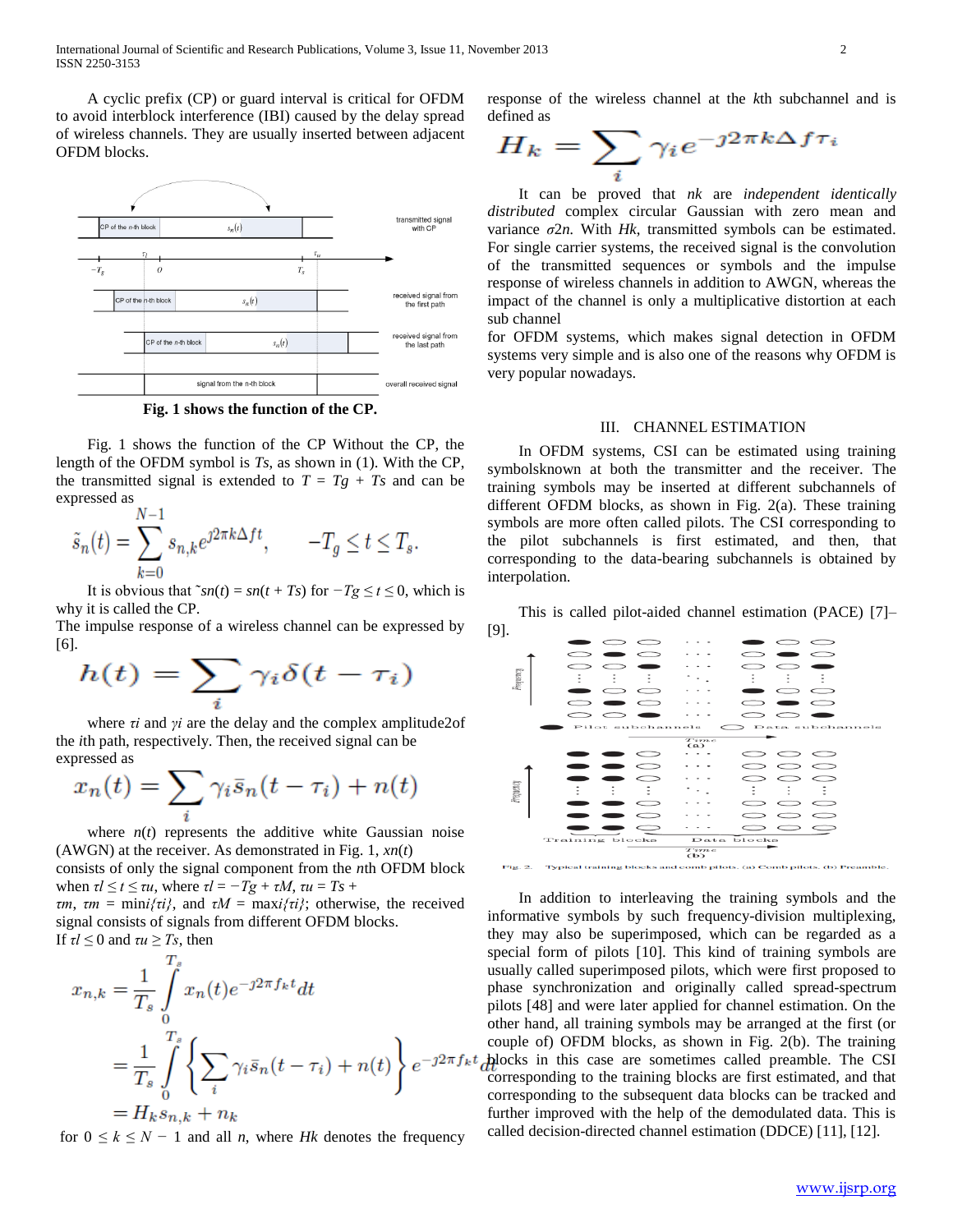A cyclic prefix (CP) or guard interval is critical for OFDM to avoid interblock interference (IBI) caused by the delay spread of wireless channels. They are usually inserted between adjacent OFDM blocks.

CP of the n-th block $s_n(t)$ transmitted signal with CP

$\tau_l$ $\tau_u$

$-T_g$ 0 $T_s$

CP of the n-th block $s_n(t)$ received signal from the first path

CP of the n-th block $s_n(t)$ received signal from the last path

signal from the n-th block overall received signal

**Fig. 1 shows the function of the CP.**

Fig. 1 shows the function of the CP Without the CP, the length of the OFDM symbol is $T_s$, as shown in (1). With the CP, the transmitted signal is extended to $T = T_g + T_s$ and can be expressed as

$$\tilde{s}_n(t) = \sum_{k=0}^{N-1} s_{n,k} e^{j2\pi k \Delta f t}, \qquad -T_g \le t \le T_s.$$

It is obvious that $\tilde{s}_n(t) = s_n(t + T_s)$ for $-T_g \le t \le 0$, which is why it is called the CP.
The impulse response of a wireless channel can be expressed by [6].

$$h(t) = \sum_i \gamma_i \delta(t - \tau_i)$$

where $\tau_i$ and $\gamma_i$ are the delay and the complex amplitude2of the $i$th path, respectively. Then, the received signal can be expressed as

$$x_n(t) = \sum_i \gamma_i \bar{s}_n(t - \tau_i) + n(t)$$

where $n(t)$ represents the additive white Gaussian noise (AWGN) at the receiver. As demonstrated in Fig. 1, $x_n(t)$ consists of only the signal component from the $n$th OFDM block when $\tau_l \le t \le \tau_u$, where $\tau_l = -T_g + \tau_M$, $\tau_u = T_s + \tau_m$, $\tau_m = \min_i\{\tau_i\}$, and $\tau_M = \max_i\{\tau_i\}$; otherwise, the received signal consists of signals from different OFDM blocks.
If $\tau_l \le 0$ and $\tau_u \ge T_s$, then

$$\begin{aligned} x_{n,k} &= \frac{1}{T_s}\int_0^{T_s} x_n(t) e^{-j2\pi f_k t} dt \\ &= \frac{1}{T_s}\int_0^{T_s} \left\{ \sum_i \gamma_i \bar{s}_n(t - \tau_i) + n(t) \right\} e^{-j2\pi f_k t} dt \\ &= H_k s_{n,k} + n_k \end{aligned}$$

for $0 \le k \le N - 1$ and all $n$, where $H_k$ denotes the frequency response of the wireless channel at the $k$th subchannel and is defined as

$$H_k = \sum_i \gamma_i e^{-j2\pi k \Delta f \tau_i}$$

It can be proved that $n_k$ are *independent identically distributed* complex circular Gaussian with zero mean and variance $\sigma 2n$. With $H_k$, transmitted symbols can be estimated. For single carrier systems, the received signal is the convolution of the transmitted sequences or symbols and the impulse response of wireless channels in addition to AWGN, whereas the impact of the channel is only a multiplicative distortion at each sub channel
for OFDM systems, which makes signal detection in OFDM systems very simple and is also one of the reasons why OFDM is very popular nowadays.

## III. CHANNEL ESTIMATION

In OFDM systems, CSI can be estimated using training symbolsknown at both the transmitter and the receiver. The training symbols may be inserted at different subchannels of different OFDM blocks, as shown in Fig. 2(a). These training symbols are more often called pilots. The CSI corresponding to the pilot subchannels is first estimated, and then, that corresponding to the data-bearing subchannels is obtained by interpolation.

This is called pilot-aided channel estimation (PACE) [7]–[9].

Frequency

Pilot subchannels Data subchannels

Time (a)

Frequency

Training blocks Data blocks

Time (b)

Fig. 2. Typical training blocks and comb pilots. (a) Comb pilots. (b) Preamble.

In addition to interleaving the training symbols and the informative symbols by such frequency-division multiplexing, they may also be superimposed, which can be regarded as a special form of pilots [10]. This kind of training symbols are usually called superimposed pilots, which were first proposed to phase synchronization and originally called spread-spectrum pilots [48] and were later applied for channel estimation. On the other hand, all training symbols may be arranged at the first (or couple of) OFDM blocks, as shown in Fig. 2(b). The training blocks in this case are sometimes called preamble. The CSI corresponding to the training blocks are first estimated, and that corresponding to the subsequent data blocks can be tracked and further improved with the help of the demodulated data. This is called decision-directed channel estimation (DDCE) [11], [12].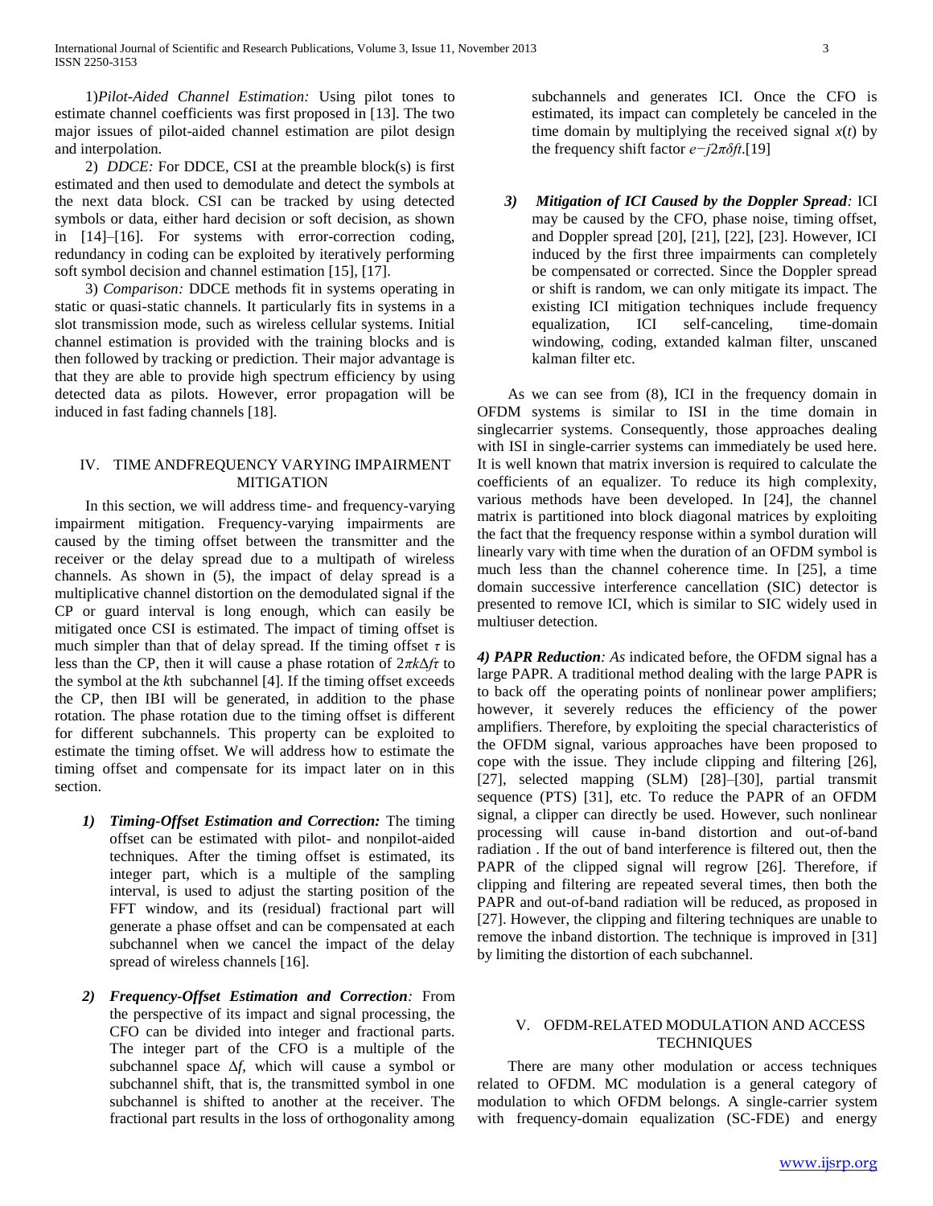1) *Pilot-Aided Channel Estimation:* Using pilot tones to estimate channel coefficients was first proposed in [13]. The two major issues of pilot-aided channel estimation are pilot design and interpolation.

2) *DDCE:* For DDCE, CSI at the preamble block(s) is first estimated and then used to demodulate and detect the symbols at the next data block. CSI can be tracked by using detected symbols or data, either hard decision or soft decision, as shown in [14]–[16]. For systems with error-correction coding, redundancy in coding can be exploited by iteratively performing soft symbol decision and channel estimation [15], [17].

3) *Comparison:* DDCE methods fit in systems operating in static or quasi-static channels. It particularly fits in systems in a slot transmission mode, such as wireless cellular systems. Initial channel estimation is provided with the training blocks and is then followed by tracking or prediction. Their major advantage is that they are able to provide high spectrum efficiency by using detected data as pilots. However, error propagation will be induced in fast fading channels [18].

## IV. TIME ANDFREQUENCY VARYING IMPAIRMENT MITIGATION

In this section, we will address time- and frequency-varying impairment mitigation. Frequency-varying impairments are caused by the timing offset between the transmitter and the receiver or the delay spread due to a multipath of wireless channels. As shown in (5), the impact of delay spread is a multiplicative channel distortion on the demodulated signal if the CP or guard interval is long enough, which can easily be mitigated once CSI is estimated. The impact of timing offset is much simpler than that of delay spread. If the timing offset $\tau$ is less than the CP, then it will cause a phase rotation of $2\pi k\Delta f\tau$ to the symbol at the $k$th subchannel [4]. If the timing offset exceeds the CP, then IBI will be generated, in addition to the phase rotation. The phase rotation due to the timing offset is different for different subchannels. This property can be exploited to estimate the timing offset. We will address how to estimate the timing offset and compensate for its impact later on in this section.

1) ***Timing-Offset Estimation and Correction:*** The timing offset can be estimated with pilot- and nonpilot-aided techniques. After the timing offset is estimated, its integer part, which is a multiple of the sampling interval, is used to adjust the starting position of the FFT window, and its (residual) fractional part will generate a phase offset and can be compensated at each subchannel when we cancel the impact of the delay spread of wireless channels [16].

2) ***Frequency-Offset Estimation and Correction****:* From the perspective of its impact and signal processing, the CFO can be divided into integer and fractional parts. The integer part of the CFO is a multiple of the subchannel space $\Delta f$, which will cause a symbol or subchannel shift, that is, the transmitted symbol in one subchannel is shifted to another at the receiver. The fractional part results in the loss of orthogonality among subchannels and generates ICI. Once the CFO is estimated, its impact can completely be canceled in the time domain by multiplying the received signal $x(t)$ by the frequency shift factor $e^{-j2\pi\delta ft}$.[19]

3) ***Mitigation of ICI Caused by the Doppler Spread****:* ICI may be caused by the CFO, phase noise, timing offset, and Doppler spread [20], [21], [22], [23]. However, ICI induced by the first three impairments can completely be compensated or corrected. Since the Doppler spread or shift is random, we can only mitigate its impact. The existing ICI mitigation techniques include frequency equalization, ICI self-canceling, time-domain windowing, coding, extanded kalman filter, unscaned kalman filter etc.

As we can see from (8), ICI in the frequency domain in OFDM systems is similar to ISI in the time domain in singlecarrier systems. Consequently, those approaches dealing with ISI in single-carrier systems can immediately be used here. It is well known that matrix inversion is required to calculate the coefficients of an equalizer. To reduce its high complexity, various methods have been developed. In [24], the channel matrix is partitioned into block diagonal matrices by exploiting the fact that the frequency response within a symbol duration will linearly vary with time when the duration of an OFDM symbol is much less than the channel coherence time. In [25], a time domain successive interference cancellation (SIC) detector is presented to remove ICI, which is similar to SIC widely used in multiuser detection.

***4) PAPR Reduction****: As* indicated before, the OFDM signal has a large PAPR. A traditional method dealing with the large PAPR is to back off the operating points of nonlinear power amplifiers; however, it severely reduces the efficiency of the power amplifiers. Therefore, by exploiting the special characteristics of the OFDM signal, various approaches have been proposed to cope with the issue. They include clipping and filtering [26], [27], selected mapping (SLM) [28]–[30], partial transmit sequence (PTS) [31], etc. To reduce the PAPR of an OFDM signal, a clipper can directly be used. However, such nonlinear processing will cause in-band distortion and out-of-band radiation . If the out of band interference is filtered out, then the PAPR of the clipped signal will regrow [26]. Therefore, if clipping and filtering are repeated several times, then both the PAPR and out-of-band radiation will be reduced, as proposed in [27]. However, the clipping and filtering techniques are unable to remove the inband distortion. The technique is improved in [31] by limiting the distortion of each subchannel.

## V. OFDM-RELATED MODULATION AND ACCESS TECHNIQUES

There are many other modulation or access techniques related to OFDM. MC modulation is a general category of modulation to which OFDM belongs. A single-carrier system with frequency-domain equalization (SC-FDE) and energy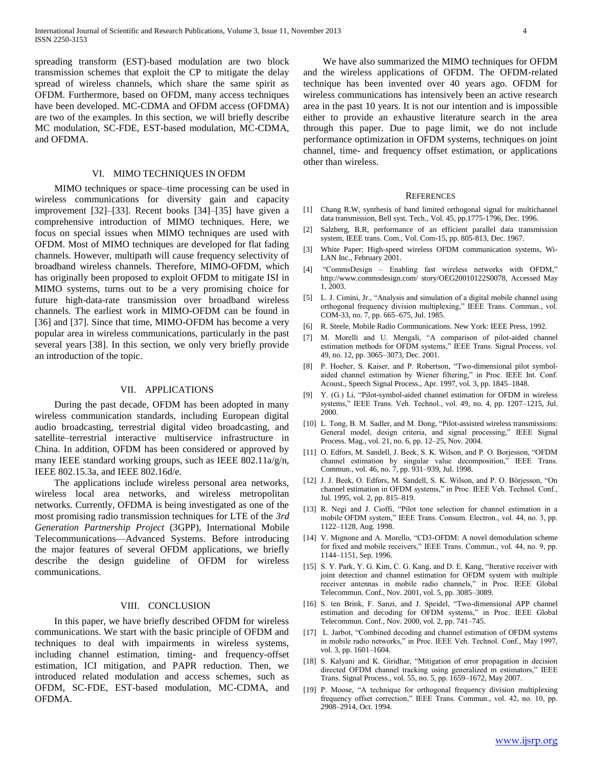spreading transform (EST)-based modulation are two block transmission schemes that exploit the CP to mitigate the delay spread of wireless channels, which share the same spirit as OFDM. Furthermore, based on OFDM, many access techniques have been developed. MC-CDMA and OFDM access (OFDMA) are two of the examples. In this section, we will briefly describe MC modulation, SC-FDE, EST-based modulation, MC-CDMA, and OFDMA.

## VI. MIMO TECHNIQUES IN OFDM

MIMO techniques or space–time processing can be used in wireless communications for diversity gain and capacity improvement [32]–[33]. Recent books [34]–[35] have given a comprehensive introduction of MIMO techniques. Here, we focus on special issues when MIMO techniques are used with OFDM. Most of MIMO techniques are developed for flat fading channels. However, multipath will cause frequency selectivity of broadband wireless channels. Therefore, MIMO-OFDM, which has originally been proposed to exploit OFDM to mitigate ISI in MIMO systems, turns out to be a very promising choice for future high-data-rate transmission over broadband wireless channels. The earliest work in MIMO-OFDM can be found in [36] and [37]. Since that time, MIMO-OFDM has become a very popular area in wireless communications, particularly in the past several years [38]. In this section, we only very briefly provide an introduction of the topic.

## VII. APPLICATIONS

During the past decade, OFDM has been adopted in many wireless communication standards, including European digital audio broadcasting, terrestrial digital video broadcasting, and satellite–terrestrial interactive multiservice infrastructure in China. In addition, OFDM has been considered or approved by many IEEE standard working groups, such as IEEE 802.11a/g/n, IEEE 802.15.3a, and IEEE 802.16d/e.

The applications include wireless personal area networks, wireless local area networks, and wireless metropolitan networks. Currently, OFDMA is being investigated as one of the most promising radio transmission techniques for LTE of the *3rd Generation Partnership Project* (3GPP), International Mobile Telecommunications—Advanced Systems. Before introducing the major features of several OFDM applications, we briefly describe the design guideline of OFDM for wireless communications.

## VIII. CONCLUSION

In this paper, we have briefly described OFDM for wireless communications. We start with the basic principle of OFDM and techniques to deal with impairments in wireless systems, including channel estimation, timing- and frequency-offset estimation, ICI mitigation, and PAPR reduction. Then, we introduced related modulation and access schemes, such as OFDM, SC-FDE, EST-based modulation, MC-CDMA, and OFDMA.

We have also summarized the MIMO techniques for OFDM and the wireless applications of OFDM. The OFDM-related technique has been invented over 40 years ago. OFDM for wireless communications has intensively been an active research area in the past 10 years. It is not our intention and is impossible either to provide an exhaustive literature search in the area through this paper. Due to page limit, we do not include performance optimization in OFDM systems, techniques on joint channel, time- and frequency offset estimation, or applications other than wireless.

## REFERENCES

[1] Chang R.W, synthesis of band limited orthogonal signal for multichannel data transmission, Bell syst. Tech., Vol. 45, pp.1775-1796, Dec. 1996.

[2] Salzberg, B.R, performance of an efficient parallel data transmission system, IEEE trans. Com., Vol. Com-15, pp. 805-813, Dec. 1967.

[3] White Paper: High-speed wireless OFDM communication systems, Wi-LAN Inc., February 2001.

[4] "CommsDesign – Enabling fast wireless networks with OFDM," http://www.commsdesign.com/ story/OEG20010122S0078, Accessed May 1, 2003.

[5] L. J. Cimini, Jr., "Analysis and simulation of a digital mobile channel using orthogonal frequency division multiplexing," IEEE Trans. Commun., vol. COM-33, no. 7, pp. 665–675, Jul. 1985.

[6] R. Steele, Mobile Radio Communications. New York: IEEE Press, 1992.

[7] M. Morelli and U. Mengali, "A comparison of pilot-aided channel estimation methods for OFDM systems," IEEE Trans. Signal Process, vol. 49, no. 12, pp. 3065–3073, Dec. 2001.

[8] P. Hoeher, S. Kaiser, and P. Robertson, "Two-dimensional pilot symbol-aided channel estimation by Wiener filtering," in Proc. IEEE Int. Conf. Acoust., Speech Signal Process., Apr. 1997, vol. 3, pp. 1845–1848.

[9] Y. (G.) Li, "Pilot-symbol-aided channel estimation for OFDM in wireless systems," IEEE Trans. Veh. Technol., vol. 49, no. 4, pp. 1207–1215, Jul. 2000.

[10] L. Tong, B. M. Sadler, and M. Dong, "Pilot-assisted wireless transmissions: General model, design criteria, and signal processing," IEEE Signal Process. Mag., vol. 21, no. 6, pp. 12–25, Nov. 2004.

[11] O. Edfors, M. Sandell, J. Beek, S. K. Wilson, and P. O. Borjesson, "OFDM channel estimation by singular value decomposition," IEEE Trans. Commun., vol. 46, no. 7, pp. 931–939, Jul. 1998.

[12] J. J. Beek, O. Edfors, M. Sandell, S. K. Wilson, and P. O. Börjesson, "On channel estimation in OFDM systems," in Proc. IEEE Veh. Technol. Conf., Jul. 1995, vol. 2, pp. 815–819.

[13] R. Negi and J. Cioffi, "Pilot tone selection for channel estimation in a mobile OFDM system," IEEE Trans. Consum. Electron., vol. 44, no. 3, pp. 1122–1128, Aug. 1998.

[14] V. Mignone and A. Morello, "CD3-OFDM: A novel demodulation scheme for fixed and mobile receivers," IEEE Trans. Commun., vol. 44, no. 9, pp. 1144–1151, Sep. 1996.

[15] S. Y. Park, Y. G. Kim, C. G. Kang, and D. E. Kang, "Iterative receiver with joint detection and channel estimation for OFDM system with multiple receiver antennas in mobile radio channels," in Proc. IEEE Global Telecommun. Conf., Nov. 2001, vol. 5, pp. 3085–3089.

[16] S. ten Brink, F. Sanzi, and J. Speidel, "Two-dimensional APP channel estimation and decoding for OFDM systems," in Proc. IEEE Global Telecommun. Conf., Nov. 2000, vol. 2, pp. 741–745.

[17] L. Jarbot, "Combined decoding and channel estimation of OFDM systems in mobile radio networks," in Proc. IEEE Veh. Technol. Conf., May 1997, vol. 3, pp. 1601–1604.

[18] S. Kalyani and K. Giridhar, "Mitigation of error propagation in decision directed OFDM channel tracking using generalized m estimators," IEEE Trans. Signal Process., vol. 55, no. 5, pp. 1659–1672, May 2007.

[19] P. Moose, "A technique for orthogonal frequency division multiplexing frequency offset correction," IEEE Trans. Commun., vol. 42, no. 10, pp. 2908–2914, Oct. 1994.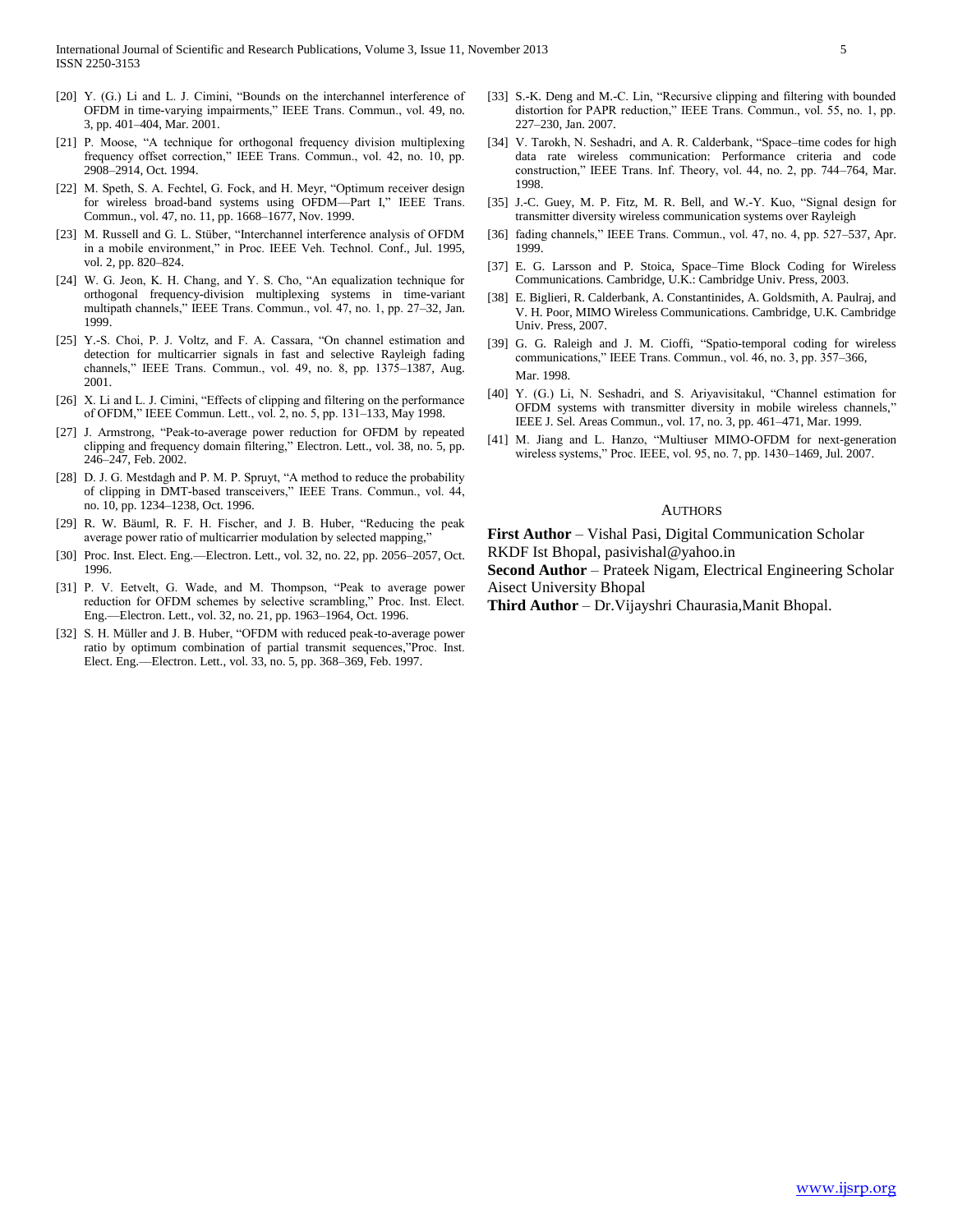[20] Y. (G.) Li and L. J. Cimini, "Bounds on the interchannel interference of OFDM in time-varying impairments," IEEE Trans. Commun., vol. 49, no. 3, pp. 401–404, Mar. 2001.

[21] P. Moose, "A technique for orthogonal frequency division multiplexing frequency offset correction," IEEE Trans. Commun., vol. 42, no. 10, pp. 2908–2914, Oct. 1994.

[22] M. Speth, S. A. Fechtel, G. Fock, and H. Meyr, "Optimum receiver design for wireless broad-band systems using OFDM—Part I," IEEE Trans. Commun., vol. 47, no. 11, pp. 1668–1677, Nov. 1999.

[23] M. Russell and G. L. Stüber, "Interchannel interference analysis of OFDM in a mobile environment," in Proc. IEEE Veh. Technol. Conf., Jul. 1995, vol. 2, pp. 820–824.

[24] W. G. Jeon, K. H. Chang, and Y. S. Cho, "An equalization technique for orthogonal frequency-division multiplexing systems in time-variant multipath channels," IEEE Trans. Commun., vol. 47, no. 1, pp. 27–32, Jan. 1999.

[25] Y.-S. Choi, P. J. Voltz, and F. A. Cassara, "On channel estimation and detection for multicarrier signals in fast and selective Rayleigh fading channels," IEEE Trans. Commun., vol. 49, no. 8, pp. 1375–1387, Aug. 2001.

[26] X. Li and L. J. Cimini, "Effects of clipping and filtering on the performance of OFDM," IEEE Commun. Lett., vol. 2, no. 5, pp. 131–133, May 1998.

[27] J. Armstrong, "Peak-to-average power reduction for OFDM by repeated clipping and frequency domain filtering," Electron. Lett., vol. 38, no. 5, pp. 246–247, Feb. 2002.

[28] D. J. G. Mestdagh and P. M. P. Spruyt, "A method to reduce the probability of clipping in DMT-based transceivers," IEEE Trans. Commun., vol. 44, no. 10, pp. 1234–1238, Oct. 1996.

[29] R. W. Bäuml, R. F. H. Fischer, and J. B. Huber, "Reducing the peak average power ratio of multicarrier modulation by selected mapping,"

[30] Proc. Inst. Elect. Eng.—Electron. Lett., vol. 32, no. 22, pp. 2056–2057, Oct. 1996.

[31] P. V. Eetvelt, G. Wade, and M. Thompson, "Peak to average power reduction for OFDM schemes by selective scrambling," Proc. Inst. Elect. Eng.—Electron. Lett., vol. 32, no. 21, pp. 1963–1964, Oct. 1996.

[32] S. H. Müller and J. B. Huber, "OFDM with reduced peak-to-average power ratio by optimum combination of partial transmit sequences,"Proc. Inst. Elect. Eng.—Electron. Lett., vol. 33, no. 5, pp. 368–369, Feb. 1997.

[33] S.-K. Deng and M.-C. Lin, "Recursive clipping and filtering with bounded distortion for PAPR reduction," IEEE Trans. Commun., vol. 55, no. 1, pp. 227–230, Jan. 2007.

[34] V. Tarokh, N. Seshadri, and A. R. Calderbank, "Space–time codes for high data rate wireless communication: Performance criteria and code construction," IEEE Trans. Inf. Theory, vol. 44, no. 2, pp. 744–764, Mar. 1998.

[35] J.-C. Guey, M. P. Fitz, M. R. Bell, and W.-Y. Kuo, "Signal design for transmitter diversity wireless communication systems over Rayleigh

[36] fading channels," IEEE Trans. Commun., vol. 47, no. 4, pp. 527–537, Apr. 1999.

[37] E. G. Larsson and P. Stoica, Space–Time Block Coding for Wireless Communications. Cambridge, U.K.: Cambridge Univ. Press, 2003.

[38] E. Biglieri, R. Calderbank, A. Constantinides, A. Goldsmith, A. Paulraj, and V. H. Poor, MIMO Wireless Communications. Cambridge, U.K. Cambridge Univ. Press, 2007.

[39] G. G. Raleigh and J. M. Cioffi, "Spatio-temporal coding for wireless communications," IEEE Trans. Commun., vol. 46, no. 3, pp. 357–366, Mar. 1998.

[40] Y. (G.) Li, N. Seshadri, and S. Ariyavisitakul, "Channel estimation for OFDM systems with transmitter diversity in mobile wireless channels," IEEE J. Sel. Areas Commun., vol. 17, no. 3, pp. 461–471, Mar. 1999.

[41] M. Jiang and L. Hanzo, "Multiuser MIMO-OFDM for next-generation wireless systems," Proc. IEEE, vol. 95, no. 7, pp. 1430–1469, Jul. 2007.

## AUTHORS

**First Author** – Vishal Pasi, Digital Communication Scholar RKDF Ist Bhopal, pasivishal@yahoo.in

**Second Author** – Prateek Nigam, Electrical Engineering Scholar Aisect University Bhopal

**Third Author** – Dr.Vijayshri Chaurasia,Manit Bhopal.